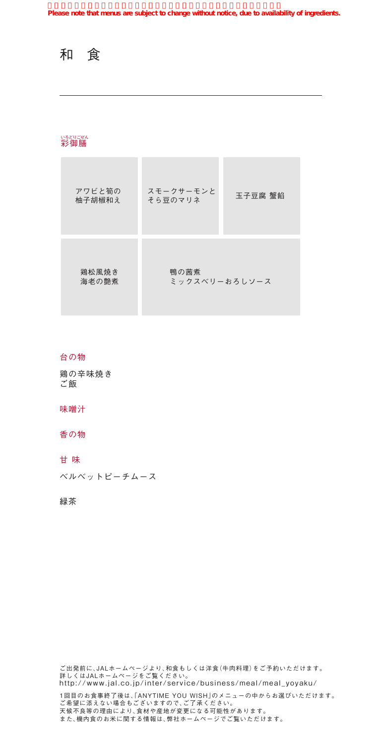**Please note that menus are subject to change without notice, due to availability of ingredients.**

# 和 食

## 彩御膳

| | | |
|---|---|---|
| アワビと筍の柚子胡椒和え | スモークサーモンとそら豆のマリネ | 玉子豆腐 蟹餡 |
| 鶏松風焼き 海老の艶煮 | 鴨の茜煮 ミックスベリーおろしソース | |

### 台の物

鶏の辛味焼き
ご飯

### 味噌汁

### 香の物

### 甘 味

ベルベットピーチムース

緑茶

ご出発前に、JALホームページより、和食もしくは洋食（牛肉料理）をご予約いただけます。
詳しくはJALホームページをご覧ください。
http://www.jal.co.jp/inter/service/business/meal/meal_yoyaku/

1回目のお食事終了後は、「ANYTIME YOU WISH」のメニューの中からお選びいただけます。
ご希望に添えない場合もございますので、ご了承ください。
天候不良等の理由により、食材や産地が変更になる可能性があります。
また、機内食のお米に関する情報は、弊社ホームページでご覧いただけます。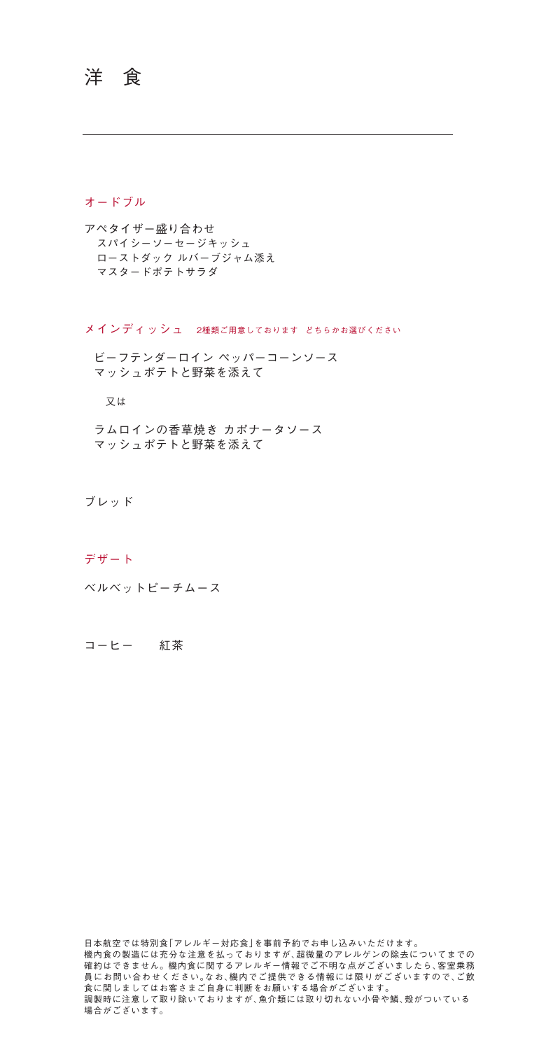# 洋 食

## オードブル

アペタイザー盛り合わせ
スパイシーソーセージキッシュ
ローストダック ルバーブジャム添え
マスタードポテトサラダ

## メインディッシュ　2種類ご用意しております どちらかお選びください

ビーフテンダーロイン ペッパーコーンソース
マッシュポテトと野菜を添えて

又は

ラムロインの香草焼き カポナータソース
マッシュポテトと野菜を添えて

ブレッド

## デザート

ベルベットピーチムース

コーヒー　　紅茶

日本航空では特別食「アレルギー対応食」を事前予約でお申し込みいただけます。
機内食の製造には充分な注意を払っておりますが、超微量のアレルゲンの除去についてまでの確約はできません。機内食に関するアレルギー情報でご不明な点がございましたら、客室乗務員にお問い合わせください。なお、機内でご提供できる情報には限りがございますので、ご飲食に関しましてはお客さまご自身に判断をお願いする場合がございます。
調製時に注意して取り除いておりますが、魚介類には取り切れない小骨や鱗、殻がついている場合がございます。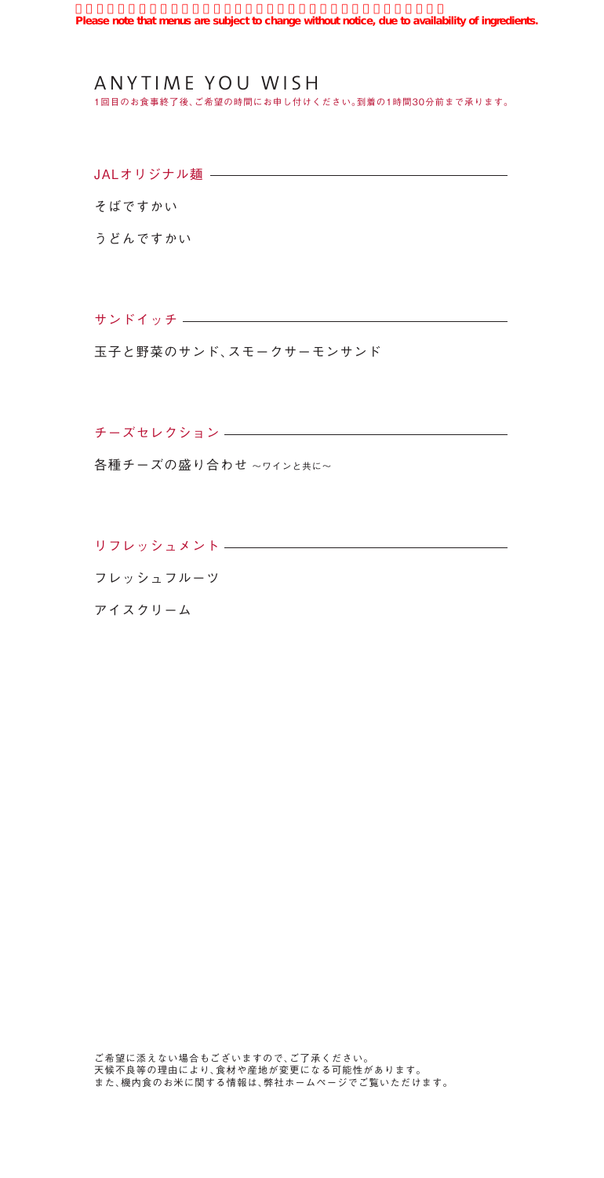**Please note that menus are subject to change without notice, due to availability of ingredients.**

# ANYTIME YOU WISH

1回目のお食事終了後、ご希望の時間にお申し付けください。到着の1時間30分前まで承ります。

## JALオリジナル麺

そばですかい

うどんですかい

## サンドイッチ

玉子と野菜のサンド、スモークサーモンサンド

## チーズセレクション

各種チーズの盛り合わせ ～ワインと共に～

## リフレッシュメント

フレッシュフルーツ

アイスクリーム

ご希望に添えない場合もございますので、ご了承ください。
天候不良等の理由により、食材や産地が変更になる可能性があります。
また、機内食のお米に関する情報は、弊社ホームページでご覧いただけます。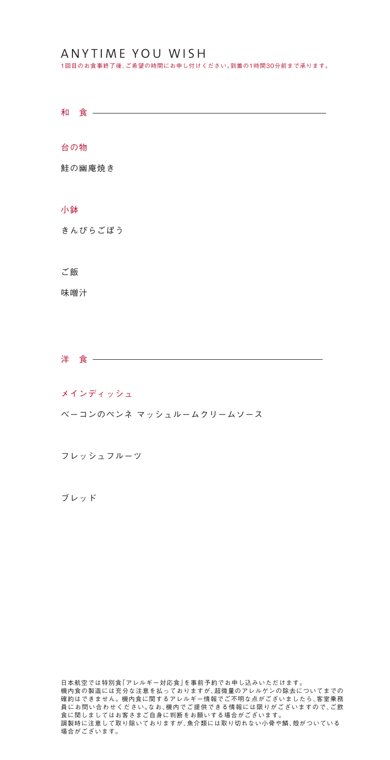# ANYTIME YOU WISH

1回目のお食事終了後、ご希望の時間にお申し付けください。到着の1時間30分前まで承ります。

## 和　食

### 台の物

鮭の幽庵焼き

### 小鉢

きんぴらごぼう

ご飯

味噌汁

## 洋　食

### メインディッシュ

ベーコンのペンネ マッシュルームクリームソース

フレッシュフルーツ

ブレッド

日本航空では特別食「アレルギー対応食」を事前予約でお申し込みいただけます。
機内食の製造には充分な注意を払っておりますが、超微量のアレルゲンの除去についてまでの確約はできません。機内食に関するアレルギー情報でご不明な点がございましたら、客室乗務員にお問い合わせください。なお、機内でご提供できる情報には限りがございますので、ご飲食に関しましてはお客さまご自身に判断をお願いする場合がございます。
調製時に注意して取り除いておりますが、魚介類には取り切れない小骨や鱗、殻がついている場合がございます。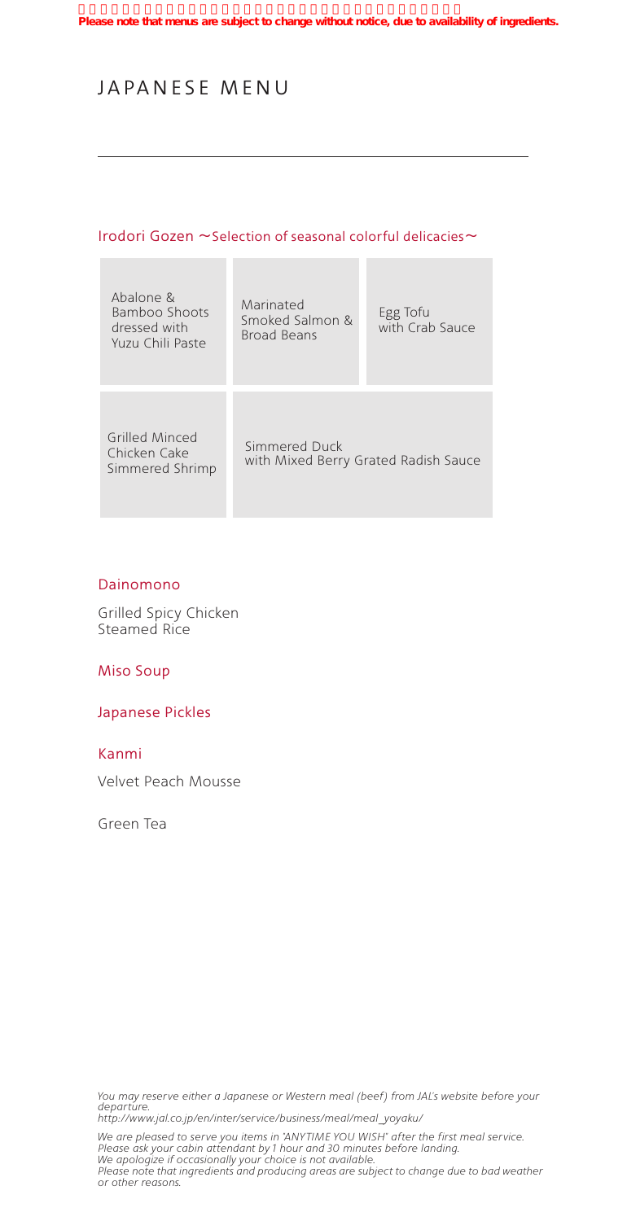**Please note that menus are subject to change without notice, due to availability of ingredients.**

# JAPANESE MENU

## Irodori Gozen ～Selection of seasonal colorful delicacies～

| | | |
|---|---|---|
| Abalone & Bamboo Shoots dressed with Yuzu Chili Paste | Marinated Smoked Salmon & Broad Beans | Egg Tofu with Crab Sauce |
| Grilled Minced Chicken Cake Simmered Shrimp | Simmered Duck with Mixed Berry Grated Radish Sauce | |

## Dainomono

Grilled Spicy Chicken
Steamed Rice

## Miso Soup

## Japanese Pickles

## Kanmi

Velvet Peach Mousse

Green Tea

*You may reserve either a Japanese or Western meal (beef) from JAL's website before your departure.*
*http://www.jal.co.jp/en/inter/service/business/meal/meal_yoyaku/*

*We are pleased to serve you items in "ANYTIME YOU WISH" after the first meal service.*
*Please ask your cabin attendant by 1 hour and 30 minutes before landing.*
*We apologize if occasionally your choice is not available.*
*Please note that ingredients and producing areas are subject to change due to bad weather or other reasons.*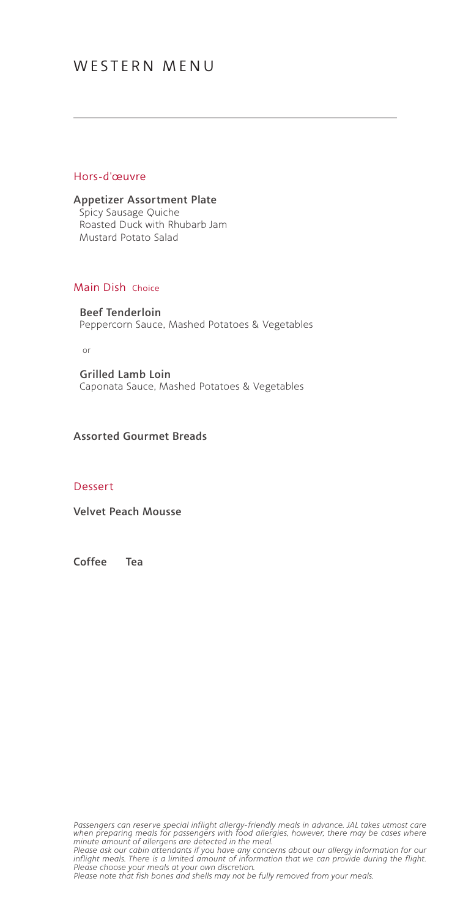# WESTERN MENU

## Hors-d'œuvre

**Appetizer Assortment Plate**
Spicy Sausage Quiche
Roasted Duck with Rhubarb Jam
Mustard Potato Salad

## Main Dish Choice

**Beef Tenderloin**
Peppercorn Sauce, Mashed Potatoes & Vegetables

or

**Grilled Lamb Loin**
Caponata Sauce, Mashed Potatoes & Vegetables

**Assorted Gourmet Breads**

## Dessert

**Velvet Peach Mousse**

**Coffee** **Tea**

*Passengers can reserve special inflight allergy-friendly meals in advance. JAL takes utmost care when preparing meals for passengers with food allergies, however, there may be cases where minute amount of allergens are detected in the meal.*
*Please ask our cabin attendants if you have any concerns about our allergy information for our inflight meals. There is a limited amount of information that we can provide during the flight. Please choose your meals at your own discretion.*
*Please note that fish bones and shells may not be fully removed from your meals.*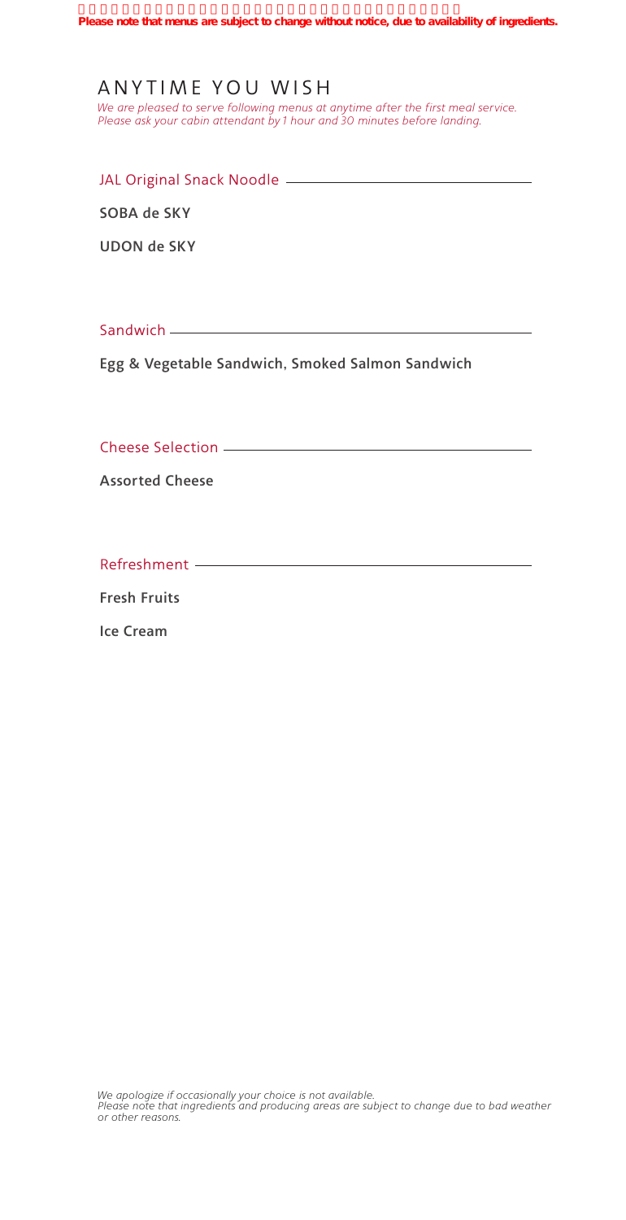**Please note that menus are subject to change without notice, due to availability of ingredients.**

# ANYTIME YOU WISH

*We are pleased to serve following menus at anytime after the first meal service.*
*Please ask your cabin attendant by 1 hour and 30 minutes before landing.*

## JAL Original Snack Noodle

**SOBA de SKY**

**UDON de SKY**

## Sandwich

**Egg & Vegetable Sandwich, Smoked Salmon Sandwich**

## Cheese Selection

**Assorted Cheese**

## Refreshment

**Fresh Fruits**

**Ice Cream**

*We apologize if occasionally your choice is not available.*
*Please note that ingredients and producing areas are subject to change due to bad weather or other reasons.*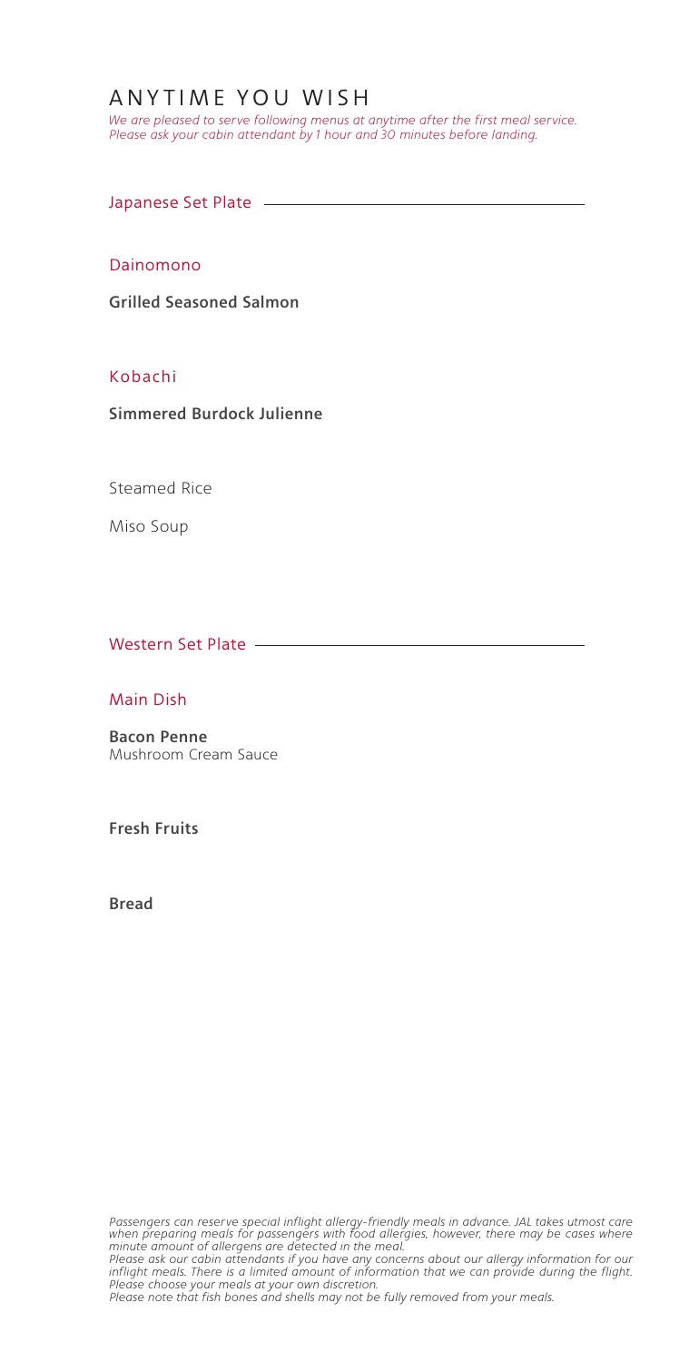# ANYTIME YOU WISH

*We are pleased to serve following menus at anytime after the first meal service. Please ask your cabin attendant by 1 hour and 30 minutes before landing.*

## Japanese Set Plate

### Dainomono

**Grilled Seasoned Salmon**

### Kobachi

**Simmered Burdock Julienne**

Steamed Rice

Miso Soup

## Western Set Plate

### Main Dish

**Bacon Penne**
Mushroom Cream Sauce

**Fresh Fruits**

**Bread**

*Passengers can reserve special inflight allergy-friendly meals in advance. JAL takes utmost care when preparing meals for passengers with food allergies, however, there may be cases where minute amount of allergens are detected in the meal.*
*Please ask our cabin attendants if you have any concerns about our allergy information for our inflight meals. There is a limited amount of information that we can provide during the flight. Please choose your meals at your own discretion.*
*Please note that fish bones and shells may not be fully removed from your meals.*